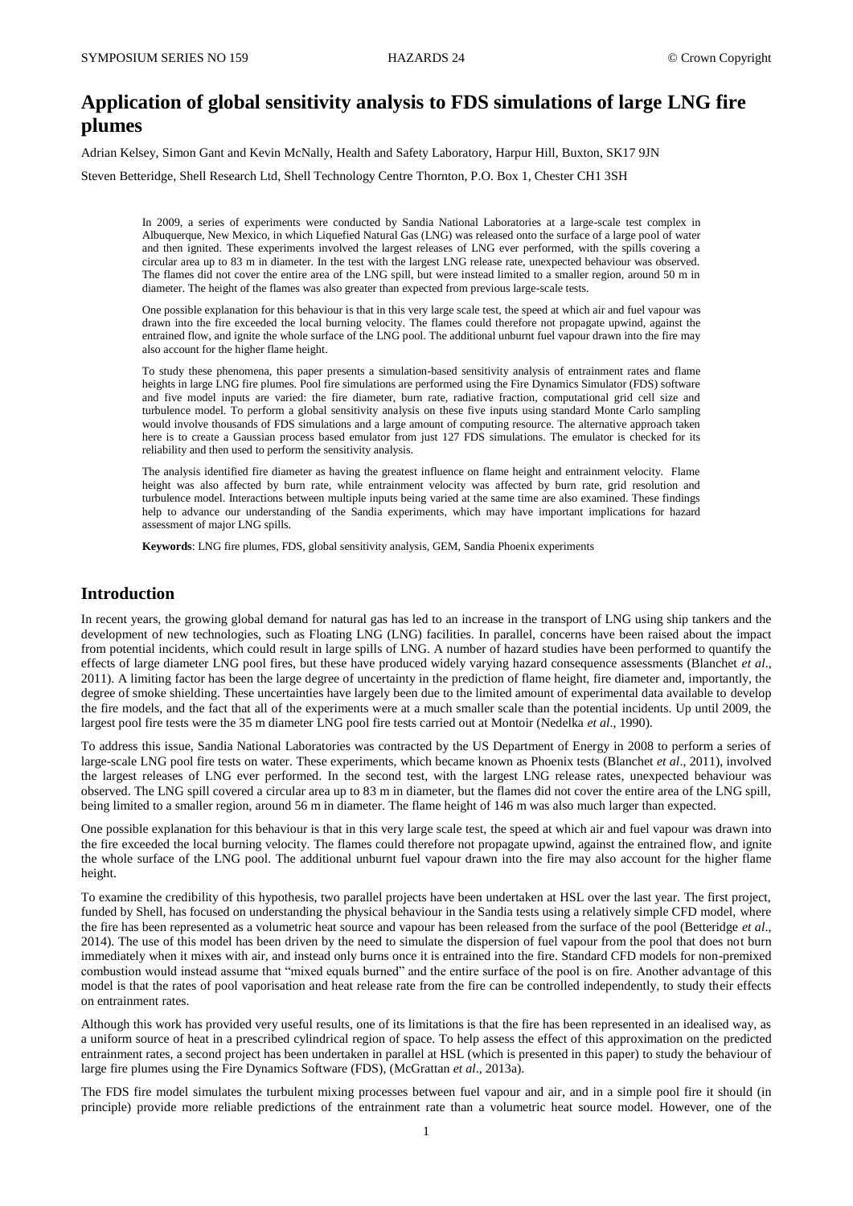# Application of global sensitivity analysis to FDS simulations of large LNG fire plumes

Adrian Kelsey, Simon Gant and Kevin McNally, Health and Safety Laboratory, Harpur Hill, Buxton, SK17 9JN

Steven Betteridge, Shell Research Ltd, Shell Technology Centre Thornton, P.O. Box 1, Chester CH1 3SH

In 2009, a series of experiments were conducted by Sandia National Laboratories at a large-scale test complex in Albuquerque, New Mexico, in which Liquefied Natural Gas (LNG) was released onto the surface of a large pool of water and then ignited. These experiments involved the largest releases of LNG ever performed, with the spills covering a circular area up to 83 m in diameter. In the test with the largest LNG release rate, unexpected behaviour was observed. The flames did not cover the entire area of the LNG spill, but were instead limited to a smaller region, around 50 m in diameter. The height of the flames was also greater than expected from previous large-scale tests.

One possible explanation for this behaviour is that in this very large scale test, the speed at which air and fuel vapour was drawn into the fire exceeded the local burning velocity. The flames could therefore not propagate upwind, against the entrained flow, and ignite the whole surface of the LNG pool. The additional unburnt fuel vapour drawn into the fire may also account for the higher flame height.

To study these phenomena, this paper presents a simulation-based sensitivity analysis of entrainment rates and flame heights in large LNG fire plumes. Pool fire simulations are performed using the Fire Dynamics Simulator (FDS) software and five model inputs are varied: the fire diameter, burn rate, radiative fraction, computational grid cell size and turbulence model. To perform a global sensitivity analysis on these five inputs using standard Monte Carlo sampling would involve thousands of FDS simulations and a large amount of computing resource. The alternative approach taken here is to create a Gaussian process based emulator from just 127 FDS simulations. The emulator is checked for its reliability and then used to perform the sensitivity analysis.

The analysis identified fire diameter as having the greatest influence on flame height and entrainment velocity. Flame height was also affected by burn rate, while entrainment velocity was affected by burn rate, grid resolution and turbulence model. Interactions between multiple inputs being varied at the same time are also examined. These findings help to advance our understanding of the Sandia experiments, which may have important implications for hazard assessment of major LNG spills.

**Keywords**: LNG fire plumes, FDS, global sensitivity analysis, GEM, Sandia Phoenix experiments

## Introduction

In recent years, the growing global demand for natural gas has led to an increase in the transport of LNG using ship tankers and the development of new technologies, such as Floating LNG (LNG) facilities. In parallel, concerns have been raised about the impact from potential incidents, which could result in large spills of LNG. A number of hazard studies have been performed to quantify the effects of large diameter LNG pool fires, but these have produced widely varying hazard consequence assessments (Blanchet *et al*., 2011). A limiting factor has been the large degree of uncertainty in the prediction of flame height, fire diameter and, importantly, the degree of smoke shielding. These uncertainties have largely been due to the limited amount of experimental data available to develop the fire models, and the fact that all of the experiments were at a much smaller scale than the potential incidents. Up until 2009, the largest pool fire tests were the 35 m diameter LNG pool fire tests carried out at Montoir (Nedelka *et al*., 1990).

To address this issue, Sandia National Laboratories was contracted by the US Department of Energy in 2008 to perform a series of large-scale LNG pool fire tests on water. These experiments, which became known as Phoenix tests (Blanchet *et al*., 2011), involved the largest releases of LNG ever performed. In the second test, with the largest LNG release rates, unexpected behaviour was observed. The LNG spill covered a circular area up to 83 m in diameter, but the flames did not cover the entire area of the LNG spill, being limited to a smaller region, around 56 m in diameter. The flame height of 146 m was also much larger than expected.

One possible explanation for this behaviour is that in this very large scale test, the speed at which air and fuel vapour was drawn into the fire exceeded the local burning velocity. The flames could therefore not propagate upwind, against the entrained flow, and ignite the whole surface of the LNG pool. The additional unburnt fuel vapour drawn into the fire may also account for the higher flame height.

To examine the credibility of this hypothesis, two parallel projects have been undertaken at HSL over the last year. The first project, funded by Shell, has focused on understanding the physical behaviour in the Sandia tests using a relatively simple CFD model, where the fire has been represented as a volumetric heat source and vapour has been released from the surface of the pool (Betteridge *et al*., 2014). The use of this model has been driven by the need to simulate the dispersion of fuel vapour from the pool that does not burn immediately when it mixes with air, and instead only burns once it is entrained into the fire. Standard CFD models for non-premixed combustion would instead assume that "mixed equals burned" and the entire surface of the pool is on fire. Another advantage of this model is that the rates of pool vaporisation and heat release rate from the fire can be controlled independently, to study their effects on entrainment rates.

Although this work has provided very useful results, one of its limitations is that the fire has been represented in an idealised way, as a uniform source of heat in a prescribed cylindrical region of space. To help assess the effect of this approximation on the predicted entrainment rates, a second project has been undertaken in parallel at HSL (which is presented in this paper) to study the behaviour of large fire plumes using the Fire Dynamics Software (FDS), (McGrattan *et al*., 2013a).

The FDS fire model simulates the turbulent mixing processes between fuel vapour and air, and in a simple pool fire it should (in principle) provide more reliable predictions of the entrainment rate than a volumetric heat source model. However, one of the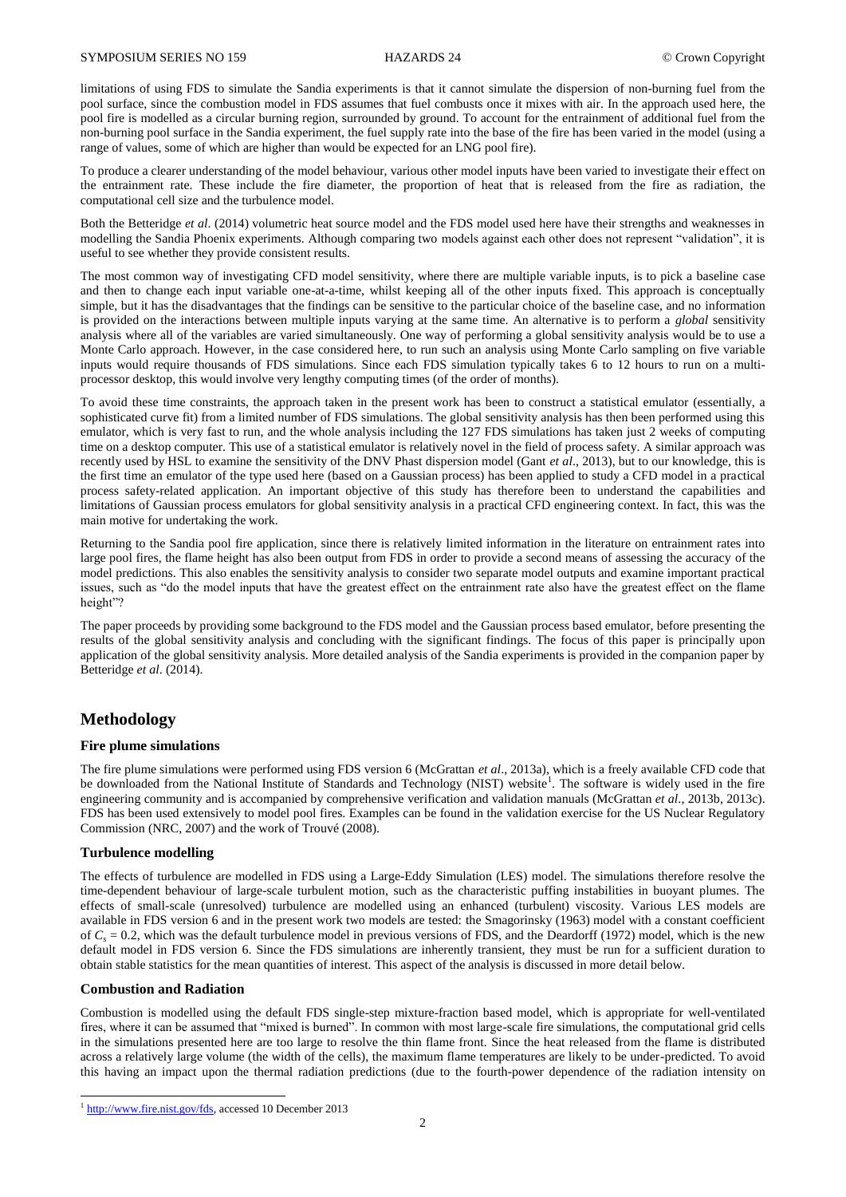limitations of using FDS to simulate the Sandia experiments is that it cannot simulate the dispersion of non-burning fuel from the pool surface, since the combustion model in FDS assumes that fuel combusts once it mixes with air. In the approach used here, the pool fire is modelled as a circular burning region, surrounded by ground. To account for the entrainment of additional fuel from the non-burning pool surface in the Sandia experiment, the fuel supply rate into the base of the fire has been varied in the model (using a range of values, some of which are higher than would be expected for an LNG pool fire).

To produce a clearer understanding of the model behaviour, various other model inputs have been varied to investigate their effect on the entrainment rate. These include the fire diameter, the proportion of heat that is released from the fire as radiation, the computational cell size and the turbulence model.

Both the Betteridge *et al*. (2014) volumetric heat source model and the FDS model used here have their strengths and weaknesses in modelling the Sandia Phoenix experiments. Although comparing two models against each other does not represent "validation", it is useful to see whether they provide consistent results.

The most common way of investigating CFD model sensitivity, where there are multiple variable inputs, is to pick a baseline case and then to change each input variable one-at-a-time, whilst keeping all of the other inputs fixed. This approach is conceptually simple, but it has the disadvantages that the findings can be sensitive to the particular choice of the baseline case, and no information is provided on the interactions between multiple inputs varying at the same time. An alternative is to perform a *global* sensitivity analysis where all of the variables are varied simultaneously. One way of performing a global sensitivity analysis would be to use a Monte Carlo approach. However, in the case considered here, to run such an analysis using Monte Carlo sampling on five variable inputs would require thousands of FDS simulations. Since each FDS simulation typically takes 6 to 12 hours to run on a multi-processor desktop, this would involve very lengthy computing times (of the order of months).

To avoid these time constraints, the approach taken in the present work has been to construct a statistical emulator (essentially, a sophisticated curve fit) from a limited number of FDS simulations. The global sensitivity analysis has then been performed using this emulator, which is very fast to run, and the whole analysis including the 127 FDS simulations has taken just 2 weeks of computing time on a desktop computer. This use of a statistical emulator is relatively novel in the field of process safety. A similar approach was recently used by HSL to examine the sensitivity of the DNV Phast dispersion model (Gant *et al*., 2013), but to our knowledge, this is the first time an emulator of the type used here (based on a Gaussian process) has been applied to study a CFD model in a practical process safety-related application. An important objective of this study has therefore been to understand the capabilities and limitations of Gaussian process emulators for global sensitivity analysis in a practical CFD engineering context. In fact, this was the main motive for undertaking the work.

Returning to the Sandia pool fire application, since there is relatively limited information in the literature on entrainment rates into large pool fires, the flame height has also been output from FDS in order to provide a second means of assessing the accuracy of the model predictions. This also enables the sensitivity analysis to consider two separate model outputs and examine important practical issues, such as "do the model inputs that have the greatest effect on the entrainment rate also have the greatest effect on the flame height"?

The paper proceeds by providing some background to the FDS model and the Gaussian process based emulator, before presenting the results of the global sensitivity analysis and concluding with the significant findings. The focus of this paper is principally upon application of the global sensitivity analysis. More detailed analysis of the Sandia experiments is provided in the companion paper by Betteridge *et al*. (2014).

## Methodology

### Fire plume simulations

The fire plume simulations were performed using FDS version 6 (McGrattan *et al*., 2013a), which is a freely available CFD code that can be downloaded from the National Institute of Standards and Technology (NIST) website[1]. The software is widely used in the fire engineering community and is accompanied by comprehensive verification and validation manuals (McGrattan *et al*., 2013b, 2013c). FDS has been used extensively to model pool fires. Examples can be found in the validation exercise for the US Nuclear Regulatory Commission (NRC, 2007) and the work of Trouvé (2008).

### Turbulence modelling

The effects of turbulence are modelled in FDS using a Large-Eddy Simulation (LES) model. The simulations therefore resolve the time-dependent behaviour of large-scale turbulent motion, such as the characteristic puffing instabilities in buoyant plumes. The effects of small-scale (unresolved) turbulence are modelled using an enhanced (turbulent) viscosity. Various LES models are available in FDS version 6 and in the present work two models are tested: the Smagorinsky (1963) model with a constant coefficient of $C_s = 0.2$, which was the default turbulence model in previous versions of FDS, and the Deardorff (1972) model, which is the new default model in FDS version 6. Since the FDS simulations are inherently transient, they must be run for a sufficient duration to obtain stable statistics for the mean quantities of interest. This aspect of the analysis is discussed in more detail below.

### Combustion and Radiation

Combustion is modelled using the default FDS single-step mixture-fraction based model, which is appropriate for well-ventilated fires, where it can be assumed that "mixed is burned". In common with most large-scale fire simulations, the computational grid cells in the simulations presented here are too large to resolve the thin flame front. Since the heat released from the flame is distributed across a relatively large volume (the width of the cells), the maximum flame temperatures are likely to be under-predicted. To avoid this having an impact upon the thermal radiation predictions (due to the fourth-power dependence of the radiation intensity on

---

[1] http://www.fire.nist.gov/fds, accessed 10 December 2013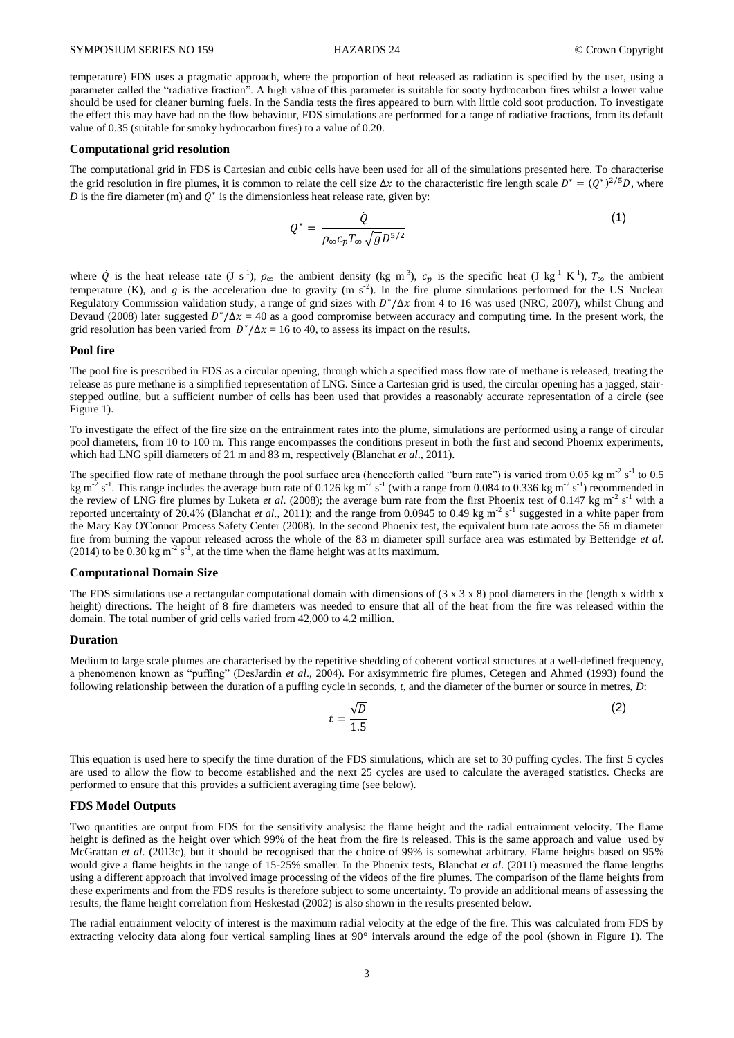temperature) FDS uses a pragmatic approach, where the proportion of heat released as radiation is specified by the user, using a parameter called the "radiative fraction". A high value of this parameter is suitable for sooty hydrocarbon fires whilst a lower value should be used for cleaner burning fuels. In the Sandia tests the fires appeared to burn with little cold soot production. To investigate the effect this may have had on the flow behaviour, FDS simulations are performed for a range of radiative fractions, from its default value of 0.35 (suitable for smoky hydrocarbon fires) to a value of 0.20.

### Computational grid resolution

The computational grid in FDS is Cartesian and cubic cells have been used for all of the simulations presented here. To characterise the grid resolution in fire plumes, it is common to relate the cell size $\Delta x$ to the characteristic fire length scale $D^* = (Q^*)^{2/5}D$, where $D$ is the fire diameter (m) and $Q^*$ is the dimensionless heat release rate, given by:

$$Q^* = \frac{\dot{Q}}{\rho_\infty c_p T_\infty \sqrt{g} D^{5/2}} \tag{1}$$

where $\dot{Q}$ is the heat release rate (J s$^{-1}$), $\rho_\infty$ the ambient density (kg m$^{-3}$), $c_p$ is the specific heat (J kg$^{-1}$ K$^{-1}$), $T_\infty$ the ambient temperature (K), and $g$ is the acceleration due to gravity (m s$^{-2}$). In the fire plume simulations performed for the US Nuclear Regulatory Commission validation study, a range of grid sizes with $D^*/\Delta x$ from 4 to 16 was used (NRC, 2007), whilst Chung and Devaud (2008) later suggested $D^*/\Delta x$ = 40 as a good compromise between accuracy and computing time. In the present work, the grid resolution has been varied from $D^*/\Delta x$ = 16 to 40, to assess its impact on the results.

### Pool fire

The pool fire is prescribed in FDS as a circular opening, through which a specified mass flow rate of methane is released, treating the release as pure methane is a simplified representation of LNG. Since a Cartesian grid is used, the circular opening has a jagged, stair-stepped outline, but a sufficient number of cells has been used that provides a reasonably accurate representation of a circle (see Figure 1).

To investigate the effect of the fire size on the entrainment rates into the plume, simulations are performed using a range of circular pool diameters, from 10 to 100 m. This range encompasses the conditions present in both the first and second Phoenix experiments, which had LNG spill diameters of 21 m and 83 m, respectively (Blanchat *et al*., 2011).

The specified flow rate of methane through the pool surface area (henceforth called "burn rate") is varied from 0.05 kg m$^{-2}$ s$^{-1}$ to 0.5 kg m$^{-2}$ s$^{-1}$. This range includes the average burn rate of 0.126 kg m$^{-2}$ s$^{-1}$ (with a range from 0.084 to 0.336 kg m$^{-2}$ s$^{-1}$) recommended in the review of LNG fire plumes by Luketa *et al*. (2008); the average burn rate from the first Phoenix test of 0.147 kg m$^{-2}$ s$^{-1}$ with a reported uncertainty of 20.4% (Blanchat *et al*., 2011); and the range from 0.0945 to 0.49 kg m$^{-2}$ s$^{-1}$ suggested in a white paper from the Mary Kay O'Connor Process Safety Center (2008). In the second Phoenix test, the equivalent burn rate across the 56 m diameter fire from burning the vapour released across the whole of the 83 m diameter spill surface area was estimated by Betteridge *et al*. (2014) to be 0.30 kg m$^{-2}$ s$^{-1}$, at the time when the flame height was at its maximum.

### Computational Domain Size

The FDS simulations use a rectangular computational domain with dimensions of (3 x 3 x 8) pool diameters in the (length x width x height) directions. The height of 8 fire diameters was needed to ensure that all of the heat from the fire was released within the domain. The total number of grid cells varied from 42,000 to 4.2 million.

### Duration

Medium to large scale plumes are characterised by the repetitive shedding of coherent vortical structures at a well-defined frequency, a phenomenon known as "puffing" (DesJardin *et al*., 2004). For axisymmetric fire plumes, Cetegen and Ahmed (1993) found the following relationship between the duration of a puffing cycle in seconds, $t$, and the diameter of the burner or source in metres, $D$:

$$t = \frac{\sqrt{D}}{1.5} \tag{2}$$

This equation is used here to specify the time duration of the FDS simulations, which are set to 30 puffing cycles. The first 5 cycles are used to allow the flow to become established and the next 25 cycles are used to calculate the averaged statistics. Checks are performed to ensure that this provides a sufficient averaging time (see below).

### FDS Model Outputs

Two quantities are output from FDS for the sensitivity analysis: the flame height and the radial entrainment velocity. The flame height is defined as the height over which 99% of the heat from the fire is released. This is the same approach and value used by McGrattan *et al*. (2013c), but it should be recognised that the choice of 99% is somewhat arbitrary. Flame heights based on 95% would give a flame heights in the range of 15-25% smaller. In the Phoenix tests, Blanchat *et al*. (2011) measured the flame lengths using a different approach that involved image processing of the videos of the fire plumes. The comparison of the flame heights from these experiments and from the FDS results is therefore subject to some uncertainty. To provide an additional means of assessing the results, the flame height correlation from Heskestad (2002) is also shown in the results presented below.

The radial entrainment velocity of interest is the maximum radial velocity at the edge of the fire. This was calculated from FDS by extracting velocity data along four vertical sampling lines at 90° intervals around the edge of the pool (shown in Figure 1). The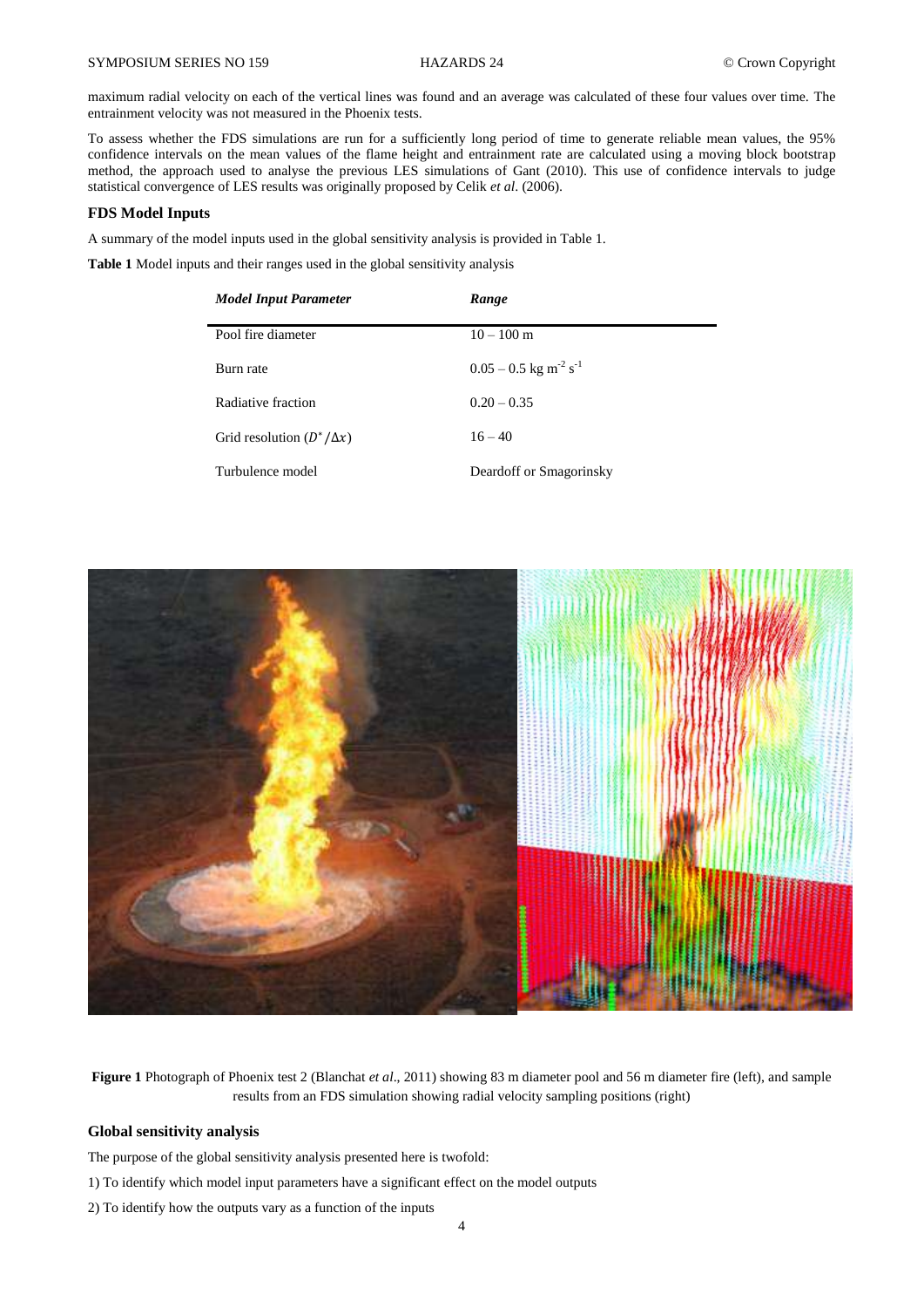maximum radial velocity on each of the vertical lines was found and an average was calculated of these four values over time. The entrainment velocity was not measured in the Phoenix tests.

To assess whether the FDS simulations are run for a sufficiently long period of time to generate reliable mean values, the 95% confidence intervals on the mean values of the flame height and entrainment rate are calculated using a moving block bootstrap method, the approach used to analyse the previous LES simulations of Gant (2010). This use of confidence intervals to judge statistical convergence of LES results was originally proposed by Celik *et al.* (2006).

### FDS Model Inputs

A summary of the model inputs used in the global sensitivity analysis is provided in Table 1.

**Table 1** Model inputs and their ranges used in the global sensitivity analysis

| ***Model Input Parameter*** | ***Range*** |
|---|---|
| Pool fire diameter | 10 – 100 m |
| Burn rate | 0.05 – 0.5 kg m$^{-2}$ s$^{-1}$ |
| Radiative fraction | 0.20 – 0.35 |
| Grid resolution ($D^*/\Delta x$) | 16 – 40 |
| Turbulence model | Deardoff or Smagorinsky |

**Figure 1** Photograph of Phoenix test 2 (Blanchat *et al*., 2011) showing 83 m diameter pool and 56 m diameter fire (left), and sample results from an FDS simulation showing radial velocity sampling positions (right)

### Global sensitivity analysis

The purpose of the global sensitivity analysis presented here is twofold:

1) To identify which model input parameters have a significant effect on the model outputs

2) To identify how the outputs vary as a function of the inputs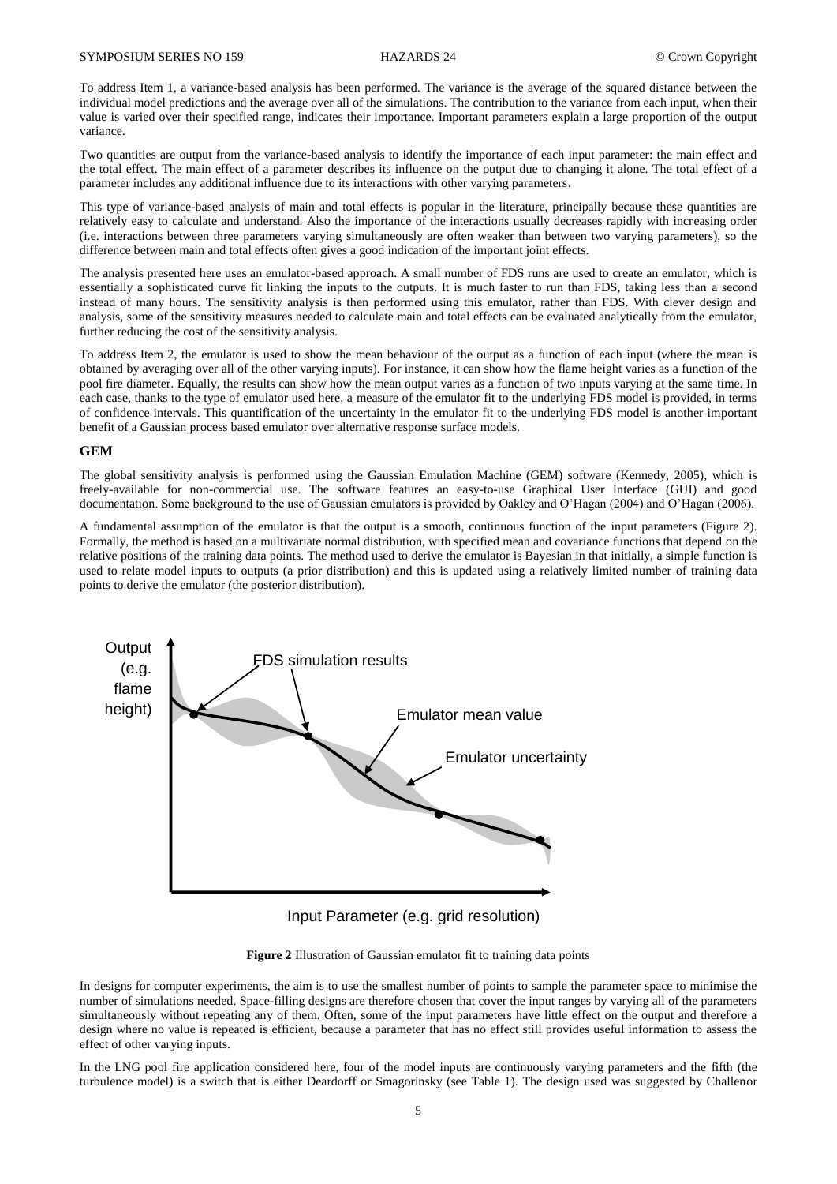To address Item 1, a variance-based analysis has been performed. The variance is the average of the squared distance between the individual model predictions and the average over all of the simulations. The contribution to the variance from each input, when their value is varied over their specified range, indicates their importance. Important parameters explain a large proportion of the output variance.

Two quantities are output from the variance-based analysis to identify the importance of each input parameter: the main effect and the total effect. The main effect of a parameter describes its influence on the output due to changing it alone. The total effect of a parameter includes any additional influence due to its interactions with other varying parameters.

This type of variance-based analysis of main and total effects is popular in the literature, principally because these quantities are relatively easy to calculate and understand. Also the importance of the interactions usually decreases rapidly with increasing order (i.e. interactions between three parameters varying simultaneously are often weaker than between two varying parameters), so the difference between main and total effects often gives a good indication of the important joint effects.

The analysis presented here uses an emulator-based approach. A small number of FDS runs are used to create an emulator, which is essentially a sophisticated curve fit linking the inputs to the outputs. It is much faster to run than FDS, taking less than a second instead of many hours. The sensitivity analysis is then performed using this emulator, rather than FDS. With clever design and analysis, some of the sensitivity measures needed to calculate main and total effects can be evaluated analytically from the emulator, further reducing the cost of the sensitivity analysis.

To address Item 2, the emulator is used to show the mean behaviour of the output as a function of each input (where the mean is obtained by averaging over all of the other varying inputs). For instance, it can show how the flame height varies as a function of the pool fire diameter. Equally, the results can show how the mean output varies as a function of two inputs varying at the same time. In each case, thanks to the type of emulator used here, a measure of the emulator fit to the underlying FDS model is provided, in terms of confidence intervals. This quantification of the uncertainty in the emulator fit to the underlying FDS model is another important benefit of a Gaussian process based emulator over alternative response surface models.

## GEM

The global sensitivity analysis is performed using the Gaussian Emulation Machine (GEM) software (Kennedy, 2005), which is freely-available for non-commercial use. The software features an easy-to-use Graphical User Interface (GUI) and good documentation. Some background to the use of Gaussian emulators is provided by Oakley and O'Hagan (2004) and O'Hagan (2006).

A fundamental assumption of the emulator is that the output is a smooth, continuous function of the input parameters (Figure 2). Formally, the method is based on a multivariate normal distribution, with specified mean and covariance functions that depend on the relative positions of the training data points. The method used to derive the emulator is Bayesian in that initially, a simple function is used to relate model inputs to outputs (a prior distribution) and this is updated using a relatively limited number of training data points to derive the emulator (the posterior distribution).

**Figure 2** Illustration of Gaussian emulator fit to training data points

In designs for computer experiments, the aim is to use the smallest number of points to sample the parameter space to minimise the number of simulations needed. Space-filling designs are therefore chosen that cover the input ranges by varying all of the parameters simultaneously without repeating any of them. Often, some of the input parameters have little effect on the output and therefore a design where no value is repeated is efficient, because a parameter that has no effect still provides useful information to assess the effect of other varying inputs.

In the LNG pool fire application considered here, four of the model inputs are continuously varying parameters and the fifth (the turbulence model) is a switch that is either Deardorff or Smagorinsky (see Table 1). The design used was suggested by Challenor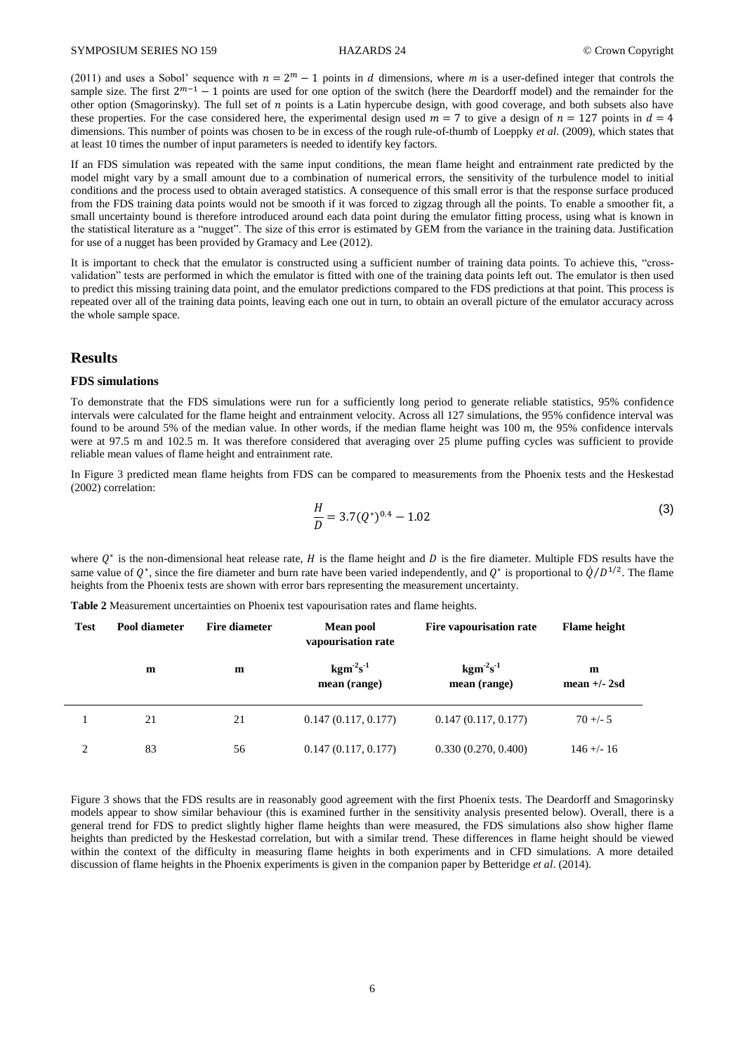(2011) and uses a Sobol' sequence with $n = 2^m - 1$ points in $d$ dimensions, where $m$ is a user-defined integer that controls the sample size. The first $2^{m-1} - 1$ points are used for one option of the switch (here the Deardorff model) and the remainder for the other option (Smagorinsky). The full set of $n$ points is a Latin hypercube design, with good coverage, and both subsets also have these properties. For the case considered here, the experimental design used $m = 7$ to give a design of $n = 127$ points in $d = 4$ dimensions. This number of points was chosen to be in excess of the rough rule-of-thumb of Loeppky *et al*. (2009), which states that at least 10 times the number of input parameters is needed to identify key factors.

If an FDS simulation was repeated with the same input conditions, the mean flame height and entrainment rate predicted by the model might vary by a small amount due to a combination of numerical errors, the sensitivity of the turbulence model to initial conditions and the process used to obtain averaged statistics. A consequence of this small error is that the response surface produced from the FDS training data points would not be smooth if it was forced to zigzag through all the points. To enable a smoother fit, a small uncertainty bound is therefore introduced around each data point during the emulator fitting process, using what is known in the statistical literature as a "nugget". The size of this error is estimated by GEM from the variance in the training data. Justification for use of a nugget has been provided by Gramacy and Lee (2012).

It is important to check that the emulator is constructed using a sufficient number of training data points. To achieve this, "cross-validation" tests are performed in which the emulator is fitted with one of the training data points left out. The emulator is then used to predict this missing training data point, and the emulator predictions compared to the FDS predictions at that point. This process is repeated over all of the training data points, leaving each one out in turn, to obtain an overall picture of the emulator accuracy across the whole sample space.

## Results

### FDS simulations

To demonstrate that the FDS simulations were run for a sufficiently long period to generate reliable statistics, 95% confidence intervals were calculated for the flame height and entrainment velocity. Across all 127 simulations, the 95% confidence interval was found to be around 5% of the median value. In other words, if the median flame height was 100 m, the 95% confidence intervals were at 97.5 m and 102.5 m. It was therefore considered that averaging over 25 plume puffing cycles was sufficient to provide reliable mean values of flame height and entrainment rate.

In Figure 3 predicted mean flame heights from FDS can be compared to measurements from the Phoenix tests and the Heskestad (2002) correlation:

$$\frac{H}{D} = 3.7(Q^*)^{0.4} - 1.02 \tag{3}$$

where $Q^*$ is the non-dimensional heat release rate, $H$ is the flame height and $D$ is the fire diameter. Multiple FDS results have the same value of $Q^*$, since the fire diameter and burn rate have been varied independently, and $Q^*$ is proportional to $\dot{Q}/D^{1/2}$. The flame heights from the Phoenix tests are shown with error bars representing the measurement uncertainty.

**Table 2** Measurement uncertainties on Phoenix test vapourisation rates and flame heights.

| Test | Pool diameter | Fire diameter | Mean pool vapourisation rate | Fire vapourisation rate | Flame height |
|---|---|---|---|---|---|
| | m | m | $kgm^{-2}s^{-1}$ mean (range) | $kgm^{-2}s^{-1}$ mean (range) | m mean +/- 2sd |
| 1 | 21 | 21 | 0.147 (0.117, 0.177) | 0.147 (0.117, 0.177) | 70 +/- 5 |
| 2 | 83 | 56 | 0.147 (0.117, 0.177) | 0.330 (0.270, 0.400) | 146 +/- 16 |

Figure 3 shows that the FDS results are in reasonably good agreement with the first Phoenix tests. The Deardorff and Smagorinsky models appear to show similar behaviour (this is examined further in the sensitivity analysis presented below). Overall, there is a general trend for FDS to predict slightly higher flame heights than were measured, the FDS simulations also show higher flame heights than predicted by the Heskestad correlation, but with a similar trend. These differences in flame height should be viewed within the context of the difficulty in measuring flame heights in both experiments and in CFD simulations. A more detailed discussion of flame heights in the Phoenix experiments is given in the companion paper by Betteridge *et al*. (2014).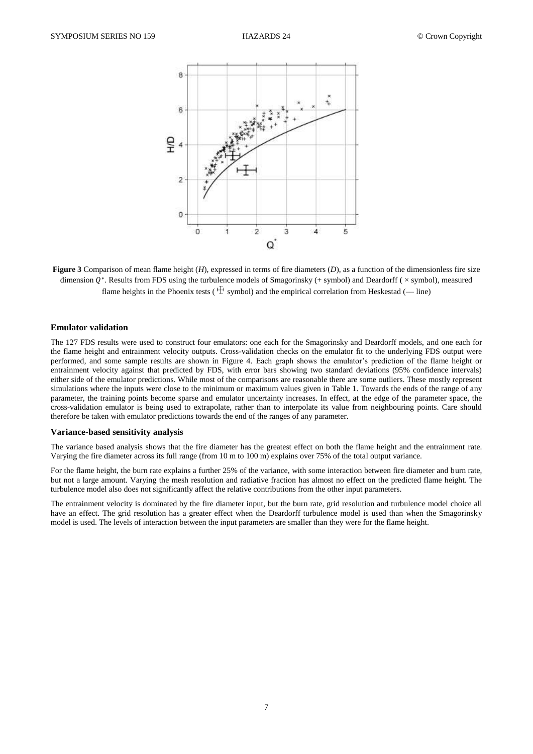**Figure 3** Comparison of mean flame height ($H$), expressed in terms of fire diameters ($D$), as a function of the dimensionless fire size dimension $Q^*$. Results from FDS using the turbulence models of Smagorinsky (+ symbol) and Deardorff ( × symbol), measured flame heights in the Phoenix tests (⊥ symbol) and the empirical correlation from Heskestad (— line)

### Emulator validation

The 127 FDS results were used to construct four emulators: one each for the Smagorinsky and Deardorff models, and one each for the flame height and entrainment velocity outputs. Cross-validation checks on the emulator fit to the underlying FDS output were performed, and some sample results are shown in Figure 4. Each graph shows the emulator's prediction of the flame height or entrainment velocity against that predicted by FDS, with error bars showing two standard deviations (95% confidence intervals) either side of the emulator predictions. While most of the comparisons are reasonable there are some outliers. These mostly represent simulations where the inputs were close to the minimum or maximum values given in Table 1. Towards the ends of the range of any parameter, the training points become sparse and emulator uncertainty increases. In effect, at the edge of the parameter space, the cross-validation emulator is being used to extrapolate, rather than to interpolate its value from neighbouring points. Care should therefore be taken with emulator predictions towards the end of the ranges of any parameter.

### Variance-based sensitivity analysis

The variance based analysis shows that the fire diameter has the greatest effect on both the flame height and the entrainment rate. Varying the fire diameter across its full range (from 10 m to 100 m) explains over 75% of the total output variance.

For the flame height, the burn rate explains a further 25% of the variance, with some interaction between fire diameter and burn rate, but not a large amount. Varying the mesh resolution and radiative fraction has almost no effect on the predicted flame height. The turbulence model also does not significantly affect the relative contributions from the other input parameters.

The entrainment velocity is dominated by the fire diameter input, but the burn rate, grid resolution and turbulence model choice all have an effect. The grid resolution has a greater effect when the Deardorff turbulence model is used than when the Smagorinsky model is used. The levels of interaction between the input parameters are smaller than they were for the flame height.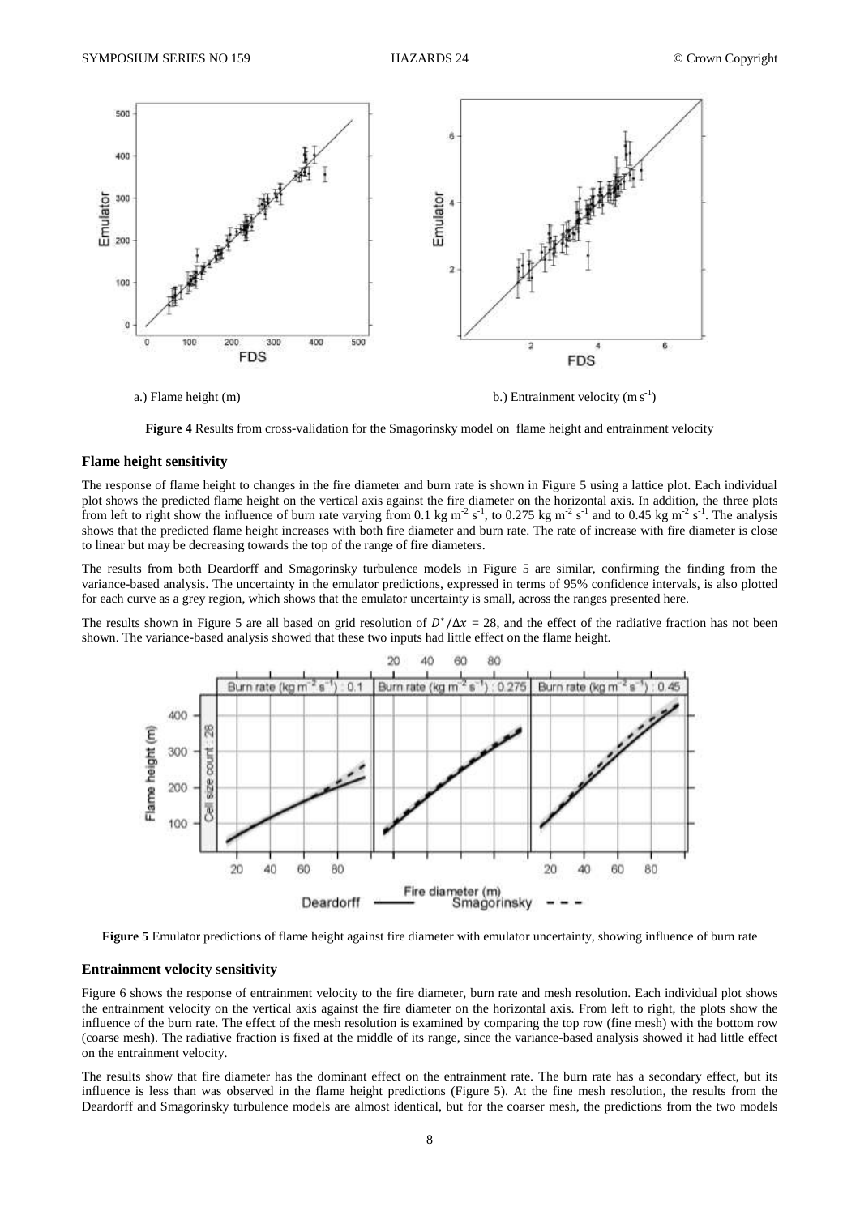a.) Flame height (m)

b.) Entrainment velocity (m s$^{-1}$)

**Figure 4** Results from cross-validation for the Smagorinsky model on flame height and entrainment velocity

### Flame height sensitivity

The response of flame height to changes in the fire diameter and burn rate is shown in Figure 5 using a lattice plot. Each individual plot shows the predicted flame height on the vertical axis against the fire diameter on the horizontal axis. In addition, the three plots from left to right show the influence of burn rate varying from 0.1 kg m$^{-2}$ s$^{-1}$, to 0.275 kg m$^{-2}$ s$^{-1}$ and to 0.45 kg m$^{-2}$ s$^{-1}$. The analysis shows that the predicted flame height increases with both fire diameter and burn rate. The rate of increase with fire diameter is close to linear but may be decreasing towards the top of the range of fire diameters.

The results from both Deardorff and Smagorinsky turbulence models in Figure 5 are similar, confirming the finding from the variance-based analysis. The uncertainty in the emulator predictions, expressed in terms of 95% confidence intervals, is also plotted for each curve as a grey region, which shows that the emulator uncertainty is small, across the ranges presented here.

The results shown in Figure 5 are all based on grid resolution of $D^*/\Delta x$ = 28, and the effect of the radiative fraction has not been shown. The variance-based analysis showed that these two inputs had little effect on the flame height.

**Figure 5** Emulator predictions of flame height against fire diameter with emulator uncertainty, showing influence of burn rate

### Entrainment velocity sensitivity

Figure 6 shows the response of entrainment velocity to the fire diameter, burn rate and mesh resolution. Each individual plot shows the entrainment velocity on the vertical axis against the fire diameter on the horizontal axis. From left to right, the plots show the influence of the burn rate. The effect of the mesh resolution is examined by comparing the top row (fine mesh) with the bottom row (coarse mesh). The radiative fraction is fixed at the middle of its range, since the variance-based analysis showed it had little effect on the entrainment velocity.

The results show that fire diameter has the dominant effect on the entrainment rate. The burn rate has a secondary effect, but its influence is less than was observed in the flame height predictions (Figure 5). At the fine mesh resolution, the results from the Deardorff and Smagorinsky turbulence models are almost identical, but for the coarser mesh, the predictions from the two models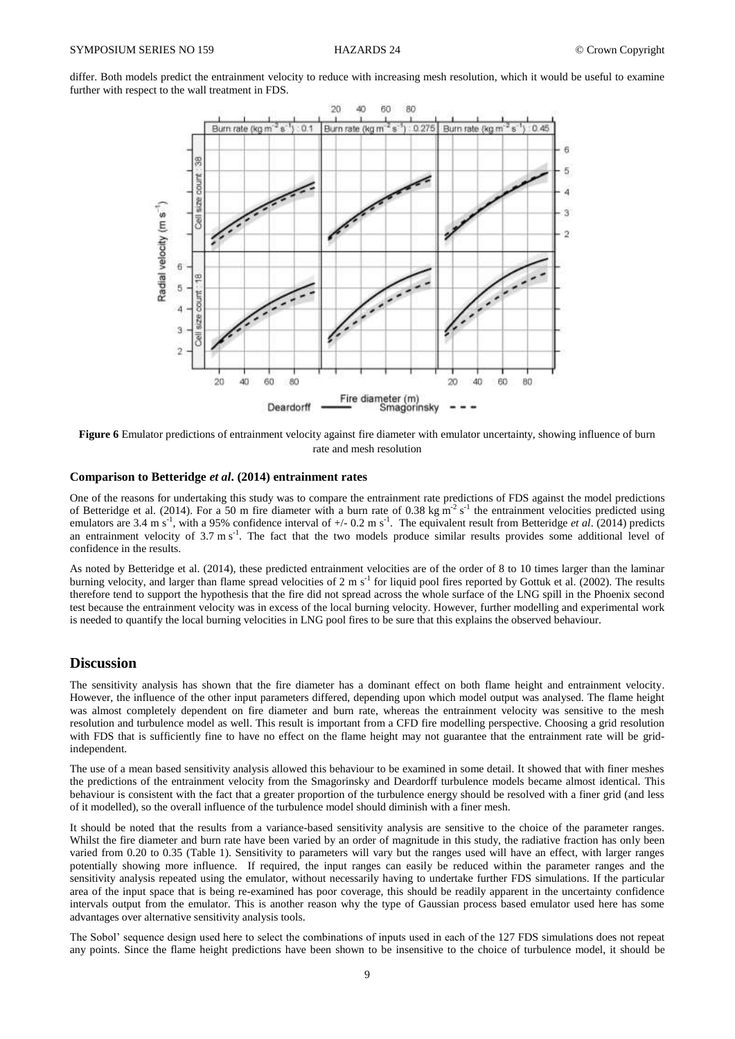differ. Both models predict the entrainment velocity to reduce with increasing mesh resolution, which it would be useful to examine further with respect to the wall treatment in FDS.

**Figure 6** Emulator predictions of entrainment velocity against fire diameter with emulator uncertainty, showing influence of burn rate and mesh resolution

### Comparison to Betteridge *et al*. (2014) entrainment rates

One of the reasons for undertaking this study was to compare the entrainment rate predictions of FDS against the model predictions of Betteridge et al. (2014). For a 50 m fire diameter with a burn rate of 0.38 kg m$^{-2}$ s$^{-1}$ the entrainment velocities predicted using emulators are 3.4 m s$^{-1}$, with a 95% confidence interval of +/- 0.2 m s$^{-1}$. The equivalent result from Betteridge *et al*. (2014) predicts an entrainment velocity of 3.7 m s$^{-1}$. The fact that the two models produce similar results provides some additional level of confidence in the results.

As noted by Betteridge et al. (2014), these predicted entrainment velocities are of the order of 8 to 10 times larger than the laminar burning velocity, and larger than flame spread velocities of 2 m s$^{-1}$ for liquid pool fires reported by Gottuk et al. (2002). The results therefore tend to support the hypothesis that the fire did not spread across the whole surface of the LNG spill in the Phoenix second test because the entrainment velocity was in excess of the local burning velocity. However, further modelling and experimental work is needed to quantify the local burning velocities in LNG pool fires to be sure that this explains the observed behaviour.

## Discussion

The sensitivity analysis has shown that the fire diameter has a dominant effect on both flame height and entrainment velocity. However, the influence of the other input parameters differed, depending upon which model output was analysed. The flame height was almost completely dependent on fire diameter and burn rate, whereas the entrainment velocity was sensitive to the mesh resolution and turbulence model as well. This result is important from a CFD fire modelling perspective. Choosing a grid resolution with FDS that is sufficiently fine to have no effect on the flame height may not guarantee that the entrainment rate will be grid-independent.

The use of a mean based sensitivity analysis allowed this behaviour to be examined in some detail. It showed that with finer meshes the predictions of the entrainment velocity from the Smagorinsky and Deardorff turbulence models became almost identical. This behaviour is consistent with the fact that a greater proportion of the turbulence energy should be resolved with a finer grid (and less of it modelled), so the overall influence of the turbulence model should diminish with a finer mesh.

It should be noted that the results from a variance-based sensitivity analysis are sensitive to the choice of the parameter ranges. Whilst the fire diameter and burn rate have been varied by an order of magnitude in this study, the radiative fraction has only been varied from 0.20 to 0.35 (Table 1). Sensitivity to parameters will vary but the ranges used will have an effect, with larger ranges potentially showing more influence. If required, the input ranges can easily be reduced within the parameter ranges and the sensitivity analysis repeated using the emulator, without necessarily having to undertake further FDS simulations. If the particular area of the input space that is being re-examined has poor coverage, this should be readily apparent in the uncertainty confidence intervals output from the emulator. This is another reason why the type of Gaussian process based emulator used here has some advantages over alternative sensitivity analysis tools.

The Sobol' sequence design used here to select the combinations of inputs used in each of the 127 FDS simulations does not repeat any points. Since the flame height predictions have been shown to be insensitive to the choice of turbulence model, it should be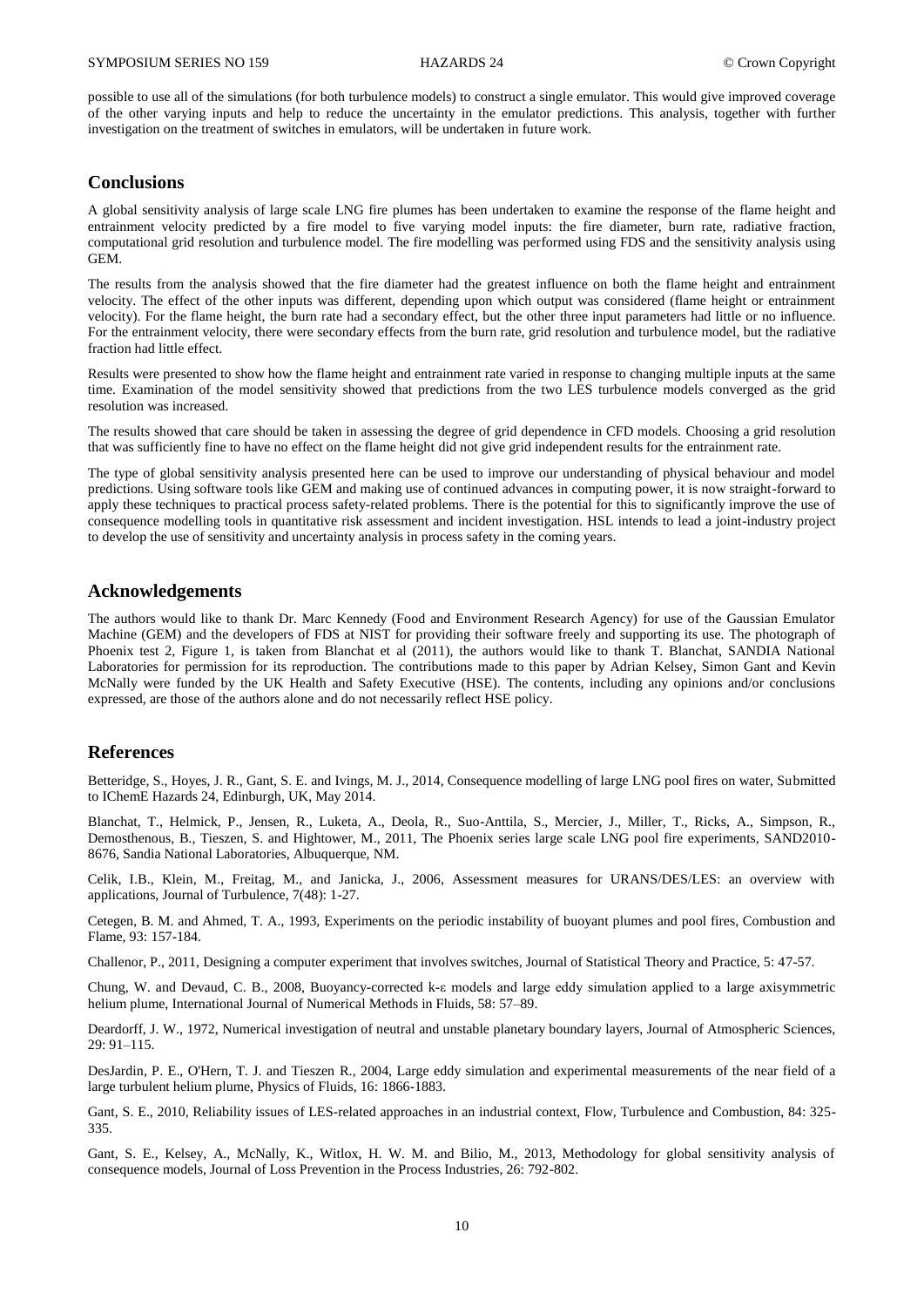possible to use all of the simulations (for both turbulence models) to construct a single emulator. This would give improved coverage of the other varying inputs and help to reduce the uncertainty in the emulator predictions. This analysis, together with further investigation on the treatment of switches in emulators, will be undertaken in future work.

## Conclusions

A global sensitivity analysis of large scale LNG fire plumes has been undertaken to examine the response of the flame height and entrainment velocity predicted by a fire model to five varying model inputs: the fire diameter, burn rate, radiative fraction, computational grid resolution and turbulence model. The fire modelling was performed using FDS and the sensitivity analysis using GEM.

The results from the analysis showed that the fire diameter had the greatest influence on both the flame height and entrainment velocity. The effect of the other inputs was different, depending upon which output was considered (flame height or entrainment velocity). For the flame height, the burn rate had a secondary effect, but the other three input parameters had little or no influence. For the entrainment velocity, there were secondary effects from the burn rate, grid resolution and turbulence model, but the radiative fraction had little effect.

Results were presented to show how the flame height and entrainment rate varied in response to changing multiple inputs at the same time. Examination of the model sensitivity showed that predictions from the two LES turbulence models converged as the grid resolution was increased.

The results showed that care should be taken in assessing the degree of grid dependence in CFD models. Choosing a grid resolution that was sufficiently fine to have no effect on the flame height did not give grid independent results for the entrainment rate.

The type of global sensitivity analysis presented here can be used to improve our understanding of physical behaviour and model predictions. Using software tools like GEM and making use of continued advances in computing power, it is now straight-forward to apply these techniques to practical process safety-related problems. There is the potential for this to significantly improve the use of consequence modelling tools in quantitative risk assessment and incident investigation. HSL intends to lead a joint-industry project to develop the use of sensitivity and uncertainty analysis in process safety in the coming years.

## Acknowledgements

The authors would like to thank Dr. Marc Kennedy (Food and Environment Research Agency) for use of the Gaussian Emulator Machine (GEM) and the developers of FDS at NIST for providing their software freely and supporting its use. The photograph of Phoenix test 2, Figure 1, is taken from Blanchat et al (2011), the authors would like to thank T. Blanchat, SANDIA National Laboratories for permission for its reproduction. The contributions made to this paper by Adrian Kelsey, Simon Gant and Kevin McNally were funded by the UK Health and Safety Executive (HSE). The contents, including any opinions and/or conclusions expressed, are those of the authors alone and do not necessarily reflect HSE policy.

## References

Betteridge, S., Hoyes, J. R., Gant, S. E. and Ivings, M. J., 2014, Consequence modelling of large LNG pool fires on water, Submitted to IChemE Hazards 24, Edinburgh, UK, May 2014.

Blanchat, T., Helmick, P., Jensen, R., Luketa, A., Deola, R., Suo-Anttila, S., Mercier, J., Miller, T., Ricks, A., Simpson, R., Demosthenous, B., Tieszen, S. and Hightower, M., 2011, The Phoenix series large scale LNG pool fire experiments, SAND2010-8676, Sandia National Laboratories, Albuquerque, NM.

Celik, I.B., Klein, M., Freitag, M., and Janicka, J., 2006, Assessment measures for URANS/DES/LES: an overview with applications, Journal of Turbulence, 7(48): 1-27.

Cetegen, B. M. and Ahmed, T. A., 1993, Experiments on the periodic instability of buoyant plumes and pool fires, Combustion and Flame, 93: 157-184.

Challenor, P., 2011, Designing a computer experiment that involves switches, Journal of Statistical Theory and Practice, 5: 47-57.

Chung, W. and Devaud, C. B., 2008, Buoyancy-corrected k-ε models and large eddy simulation applied to a large axisymmetric helium plume, International Journal of Numerical Methods in Fluids, 58: 57–89.

Deardorff, J. W., 1972, Numerical investigation of neutral and unstable planetary boundary layers, Journal of Atmospheric Sciences, 29: 91–115.

DesJardin, P. E., O'Hern, T. J. and Tieszen R., 2004, Large eddy simulation and experimental measurements of the near field of a large turbulent helium plume, Physics of Fluids, 16: 1866-1883.

Gant, S. E., 2010, Reliability issues of LES-related approaches in an industrial context, Flow, Turbulence and Combustion, 84: 325-335.

Gant, S. E., Kelsey, A., McNally, K., Witlox, H. W. M. and Bilio, M., 2013, Methodology for global sensitivity analysis of consequence models, Journal of Loss Prevention in the Process Industries, 26: 792-802.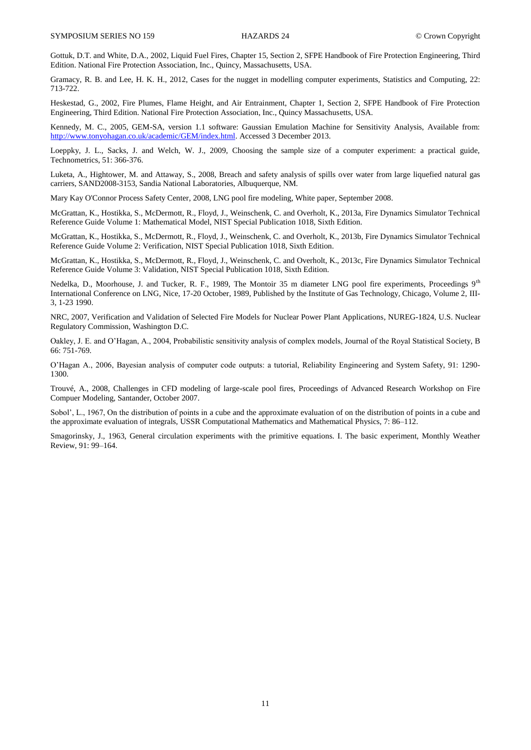Gottuk, D.T. and White, D.A., 2002, Liquid Fuel Fires, Chapter 15, Section 2, SFPE Handbook of Fire Protection Engineering, Third Edition. National Fire Protection Association, Inc., Quincy, Massachusetts, USA.

Gramacy, R. B. and Lee, H. K. H., 2012, Cases for the nugget in modelling computer experiments, Statistics and Computing, 22: 713-722.

Heskestad, G., 2002, Fire Plumes, Flame Height, and Air Entrainment, Chapter 1, Section 2, SFPE Handbook of Fire Protection Engineering, Third Edition. National Fire Protection Association, Inc., Quincy Massachusetts, USA.

Kennedy, M. C., 2005, GEM-SA, version 1.1 software: Gaussian Emulation Machine for Sensitivity Analysis, Available from: http://www.tonyohagan.co.uk/academic/GEM/index.html. Accessed 3 December 2013.

Loeppky, J. L., Sacks, J. and Welch, W. J., 2009, Choosing the sample size of a computer experiment: a practical guide, Technometrics, 51: 366-376.

Luketa, A., Hightower, M. and Attaway, S., 2008, Breach and safety analysis of spills over water from large liquefied natural gas carriers, SAND2008-3153, Sandia National Laboratories, Albuquerque, NM.

Mary Kay O'Connor Process Safety Center, 2008, LNG pool fire modeling, White paper, September 2008.

McGrattan, K., Hostikka, S., McDermott, R., Floyd, J., Weinschenk, C. and Overholt, K., 2013a, Fire Dynamics Simulator Technical Reference Guide Volume 1: Mathematical Model, NIST Special Publication 1018, Sixth Edition.

McGrattan, K., Hostikka, S., McDermott, R., Floyd, J., Weinschenk, C. and Overholt, K., 2013b, Fire Dynamics Simulator Technical Reference Guide Volume 2: Verification, NIST Special Publication 1018, Sixth Edition.

McGrattan, K., Hostikka, S., McDermott, R., Floyd, J., Weinschenk, C. and Overholt, K., 2013c, Fire Dynamics Simulator Technical Reference Guide Volume 3: Validation, NIST Special Publication 1018, Sixth Edition.

Nedelka, D., Moorhouse, J. and Tucker, R. F., 1989, The Montoir 35 m diameter LNG pool fire experiments, Proceedings 9th International Conference on LNG, Nice, 17-20 October, 1989, Published by the Institute of Gas Technology, Chicago, Volume 2, III-3, 1-23 1990.

NRC, 2007, Verification and Validation of Selected Fire Models for Nuclear Power Plant Applications, NUREG-1824, U.S. Nuclear Regulatory Commission, Washington D.C.

Oakley, J. E. and O'Hagan, A., 2004, Probabilistic sensitivity analysis of complex models, Journal of the Royal Statistical Society, B 66: 751-769.

O'Hagan A., 2006, Bayesian analysis of computer code outputs: a tutorial, Reliability Engineering and System Safety, 91: 1290-1300.

Trouvé, A., 2008, Challenges in CFD modeling of large-scale pool fires, Proceedings of Advanced Research Workshop on Fire Compuer Modeling, Santander, October 2007.

Sobol', L., 1967, On the distribution of points in a cube and the approximate evaluation of on the distribution of points in a cube and the approximate evaluation of integrals, USSR Computational Mathematics and Mathematical Physics, 7: 86–112.

Smagorinsky, J., 1963, General circulation experiments with the primitive equations. I. The basic experiment, Monthly Weather Review, 91: 99–164.